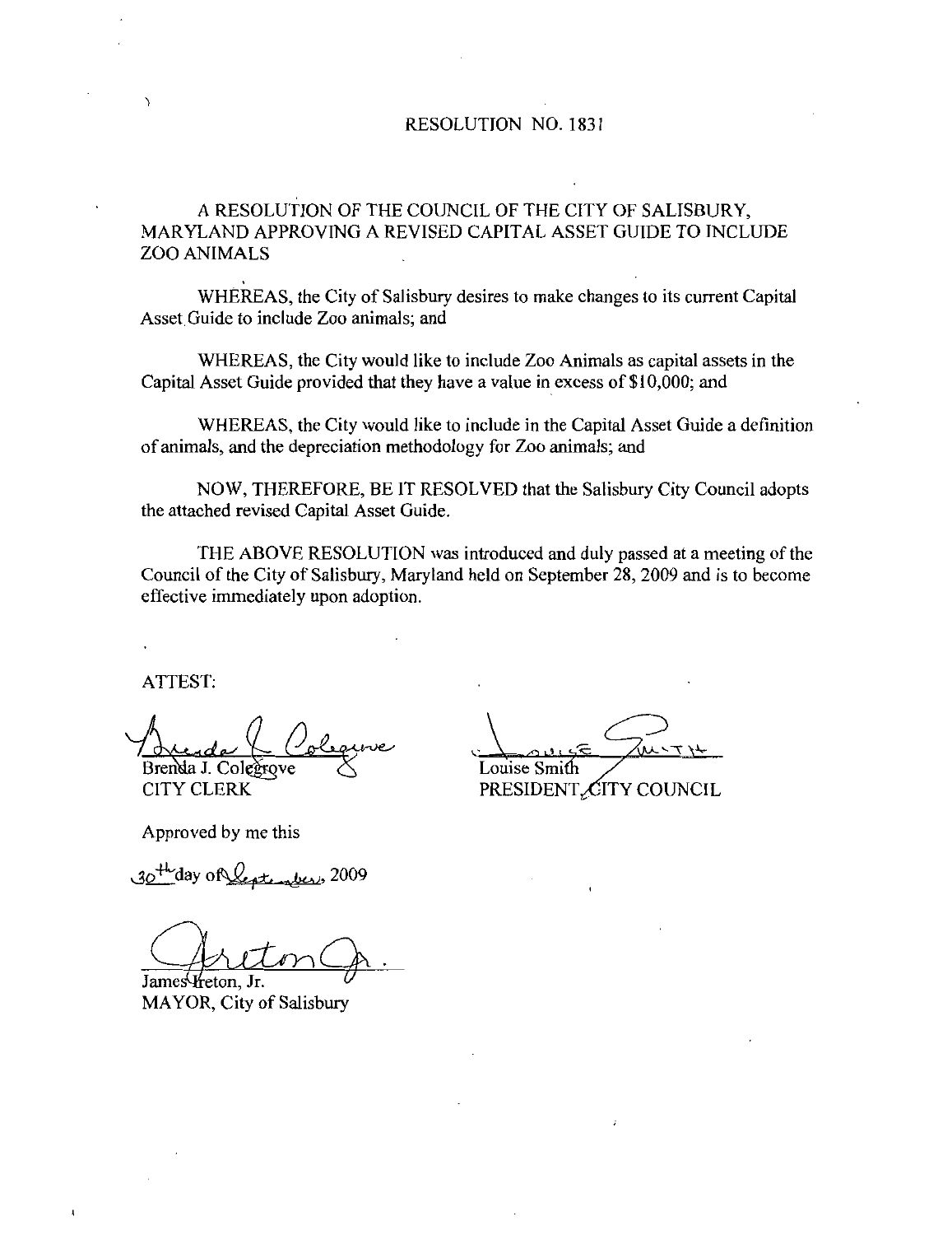# RESOLUTION NO. 1831

## A RESOLUTION OF THE COUNCIL OF THE CITY OF SALISBURY, MARYLAND APPROVING A REVISED CAPITAL ASSET GUIDE TO INCLUDE ZOO ANIMALS

WHEREAS, the City of Salisbury desires to make changes to its current Capital Asset Guide to include Zoo animals; and

WHEREAS, the City would like to include Zoo Animals as capital assets in the Capital Asset Guide provided that they have a value in excess of $10,000; and

WHEREAS, the City would like to include in the Capital Asset Guide a definition of animals, and the depreciation methodology for Zoo animals; and

NOW, THEREFORE, BE IT RESOLVED that the Salisbury City Council adopts the attached revised Capital Asset Guide.

THE ABOVE RESOLUTION was introduced and duly passed at a meeting of the Council of the City of Salisbury, Maryland held on September 28, 2009 and is to become effective immediately upon adoption.

ATTEST:

Brenda J. Colegrove
CITY CLERK

Louise Smith
PRESIDENT, CITY COUNCIL

Approved by me this

30th day of September, 2009

James Ireton, Jr.
MAYOR, City of Salisbury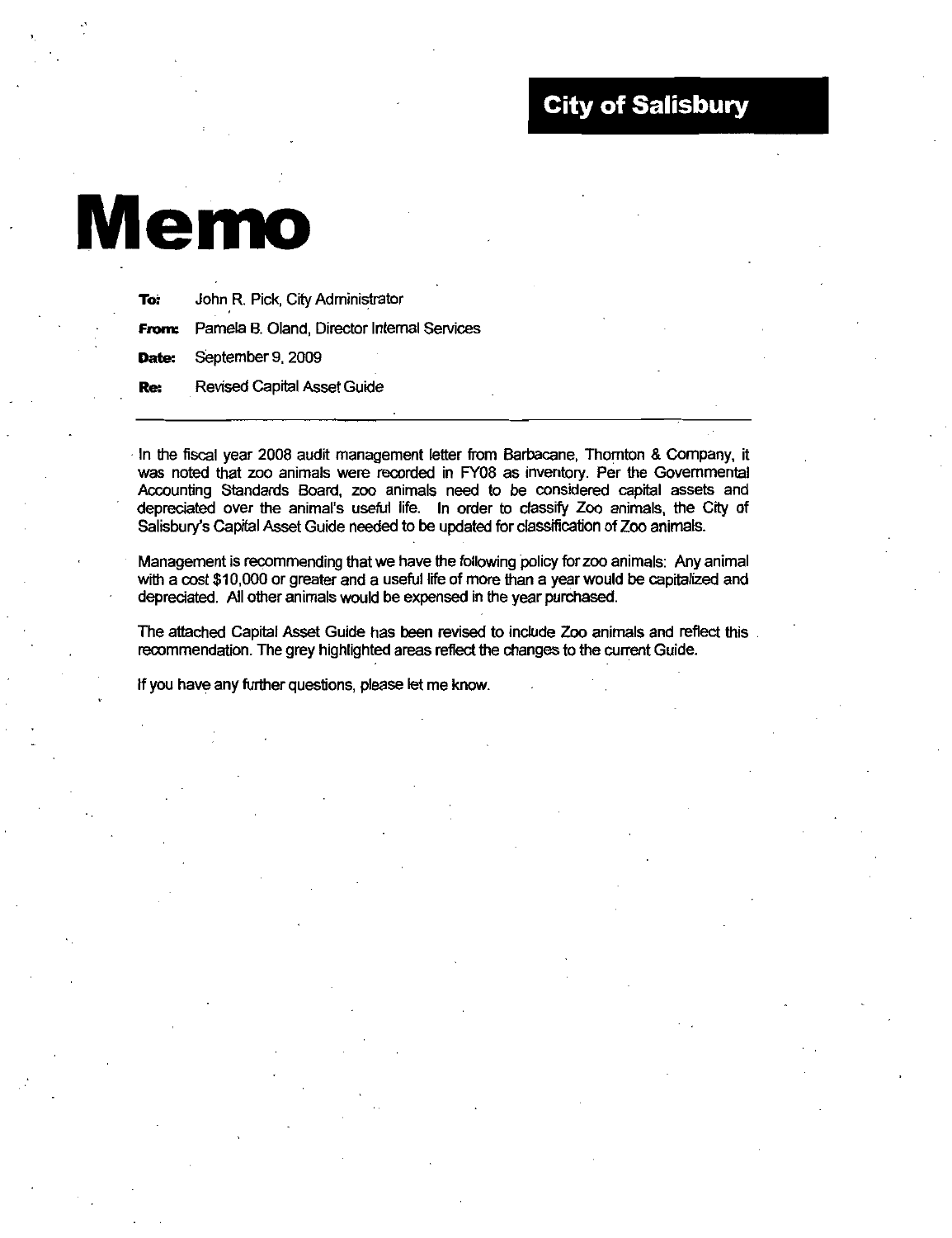**City of Salisbury**

# Memo

**To:** John R. Pick, City Administrator

**From:** Pamela B. Oland, Director Internal Services

**Date:** September 9, 2009

**Re:** Revised Capital Asset Guide

---

In the fiscal year 2008 audit management letter from Barbacane, Thornton & Company, it was noted that zoo animals were recorded in FY08 as inventory. Per the Governmental Accounting Standards Board, zoo animals need to be considered capital assets and depreciated over the animal's useful life. In order to classify Zoo animals, the City of Salisbury's Capital Asset Guide needed to be updated for classification of Zoo animals.

Management is recommending that we have the following policy for zoo animals: Any animal with a cost $10,000 or greater and a useful life of more than a year would be capitalized and depreciated. All other animals would be expensed in the year purchased.

The attached Capital Asset Guide has been revised to include Zoo animals and reflect this recommendation. The grey highlighted areas reflect the changes to the current Guide.

If you have any further questions, please let me know.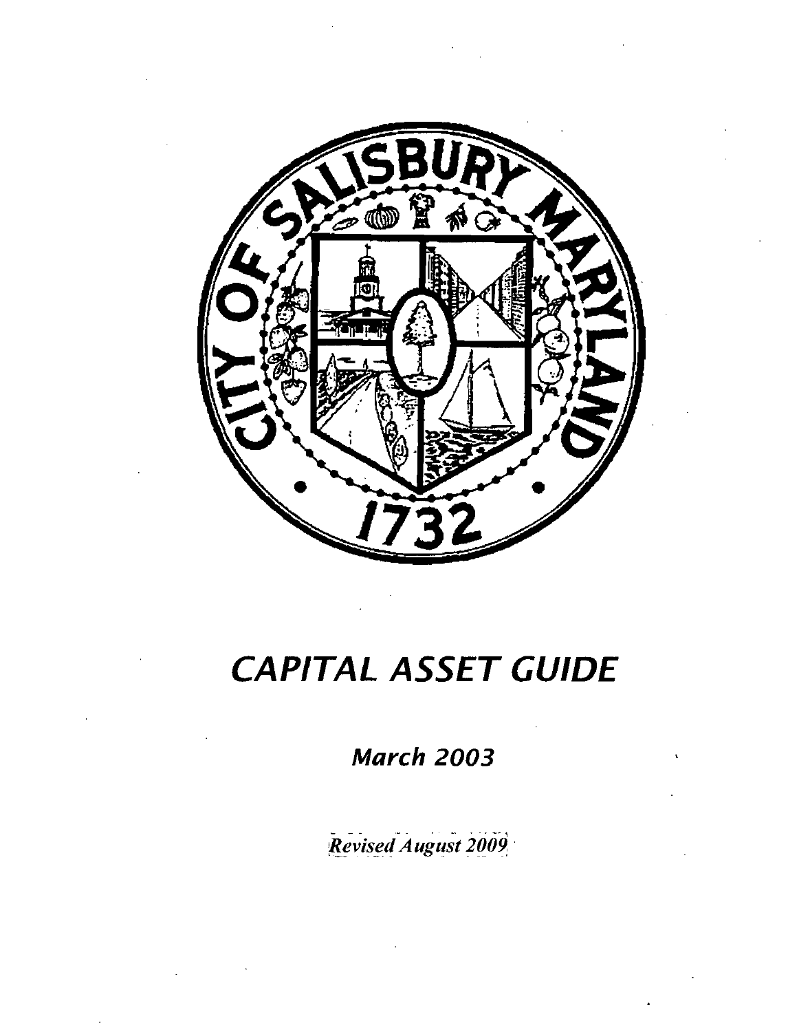# CAPITAL ASSET GUIDE

*March 2003*

*Revised August 2009*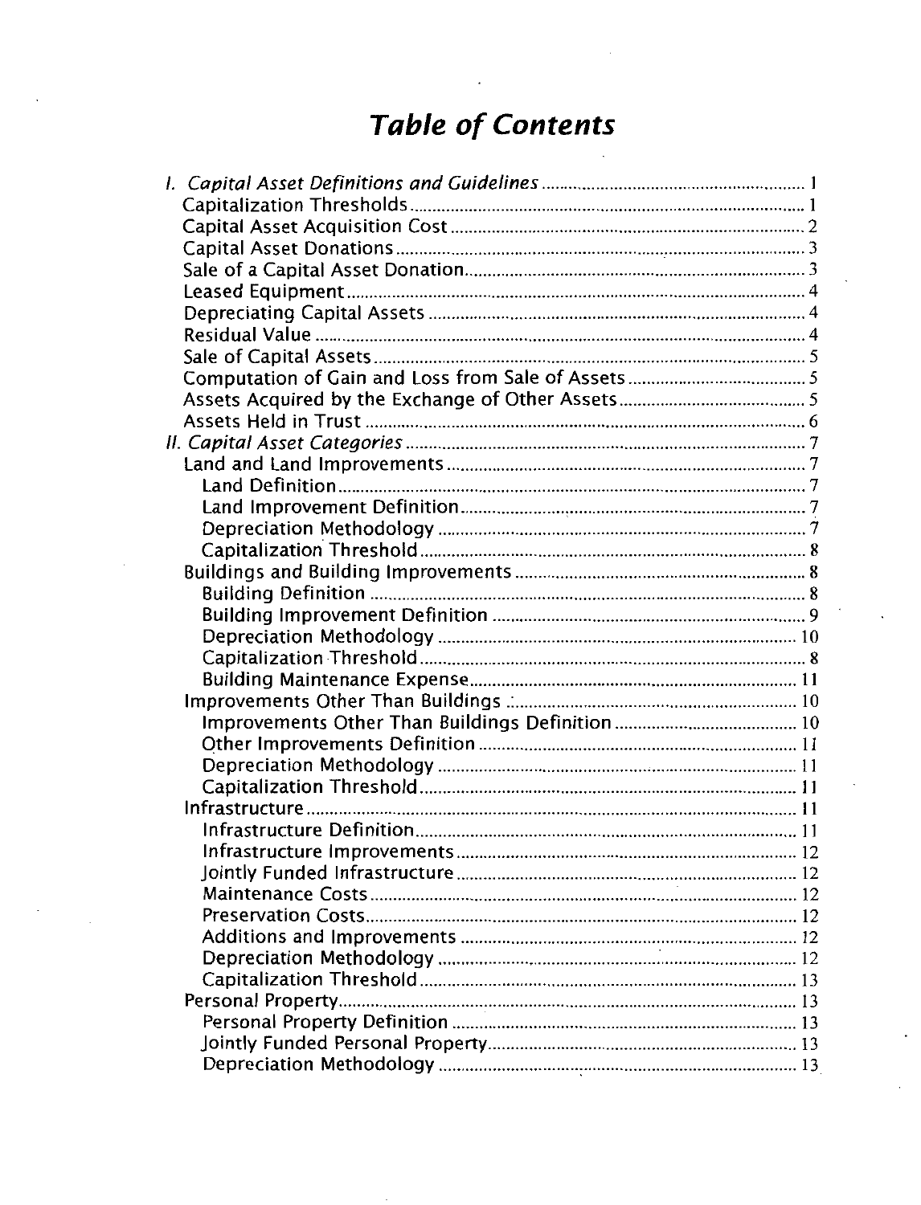# *Table of Contents*

*I. Capital Asset Definitions and Guidelines* .......... 1
- Capitalization Thresholds .......... 1
- Capital Asset Acquisition Cost .......... 2
- Capital Asset Donations .......... 3
- Sale of a Capital Asset Donation .......... 3
- Leased Equipment .......... 4
- Depreciating Capital Assets .......... 4
- Residual Value .......... 4
- Sale of Capital Assets .......... 5
- Computation of Gain and Loss from Sale of Assets .......... 5
- Assets Acquired by the Exchange of Other Assets .......... 5
- Assets Held in Trust .......... 6

*II. Capital Asset Categories* .......... 7
- Land and Land Improvements .......... 7
  - Land Definition .......... 7
  - Land Improvement Definition .......... 7
  - Depreciation Methodology .......... 7
  - Capitalization Threshold .......... 8
- Buildings and Building Improvements .......... 8
  - Building Definition .......... 8
  - Building Improvement Definition .......... 9
  - Depreciation Methodology .......... 10
  - Capitalization Threshold .......... 8
  - Building Maintenance Expense .......... 11
- Improvements Other Than Buildings .......... 10
  - Improvements Other Than Buildings Definition .......... 10
  - Other Improvements Definition .......... 11
  - Depreciation Methodology .......... 11
  - Capitalization Threshold .......... 11
- Infrastructure .......... 11
  - Infrastructure Definition .......... 11
  - Infrastructure Improvements .......... 12
  - Jointly Funded Infrastructure .......... 12
  - Maintenance Costs .......... 12
  - Preservation Costs .......... 12
  - Additions and Improvements .......... 12
  - Depreciation Methodology .......... 12
  - Capitalization Threshold .......... 13
- Personal Property .......... 13
  - Personal Property Definition .......... 13
  - Jointly Funded Personal Property .......... 13
  - Depreciation Methodology .......... 13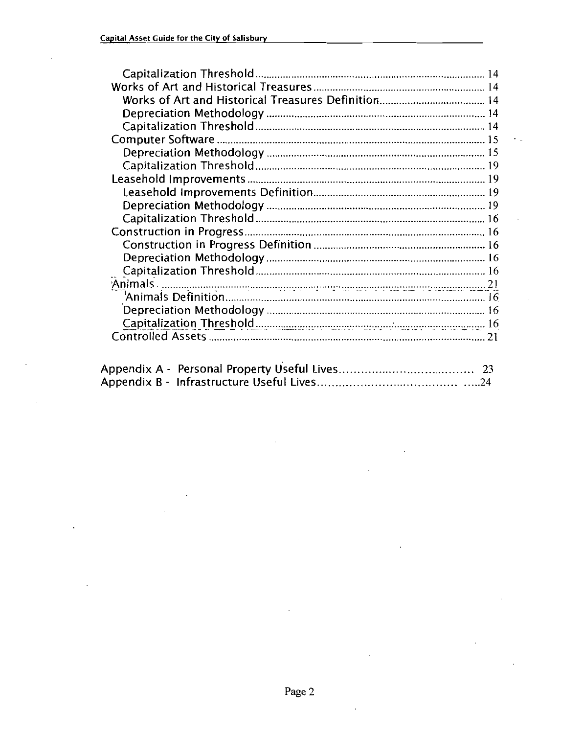Capitalization Threshold .......... 14
Works of Art and Historical Treasures .......... 14
Works of Art and Historical Treasures Definition .......... 14
Depreciation Methodology .......... 14
Capitalization Threshold .......... 14
Computer Software .......... 15
Depreciation Methodology .......... 15
Capitalization Threshold .......... 19
Leasehold Improvements .......... 19
Leasehold Improvements Definition .......... 19
Depreciation Methodology .......... 19
Capitalization Threshold .......... 16
Construction in Progress .......... 16
Construction in Progress Definition .......... 16
Depreciation Methodology .......... 16
Capitalization Threshold .......... 16
Animals .......... 21
Animals Definition .......... 16
Depreciation Methodology .......... 16
Capitalization Threshold .......... 16
Controlled Assets .......... 21

Appendix A - Personal Property Useful Lives .......... 23
Appendix B - Infrastructure Useful Lives .......... 24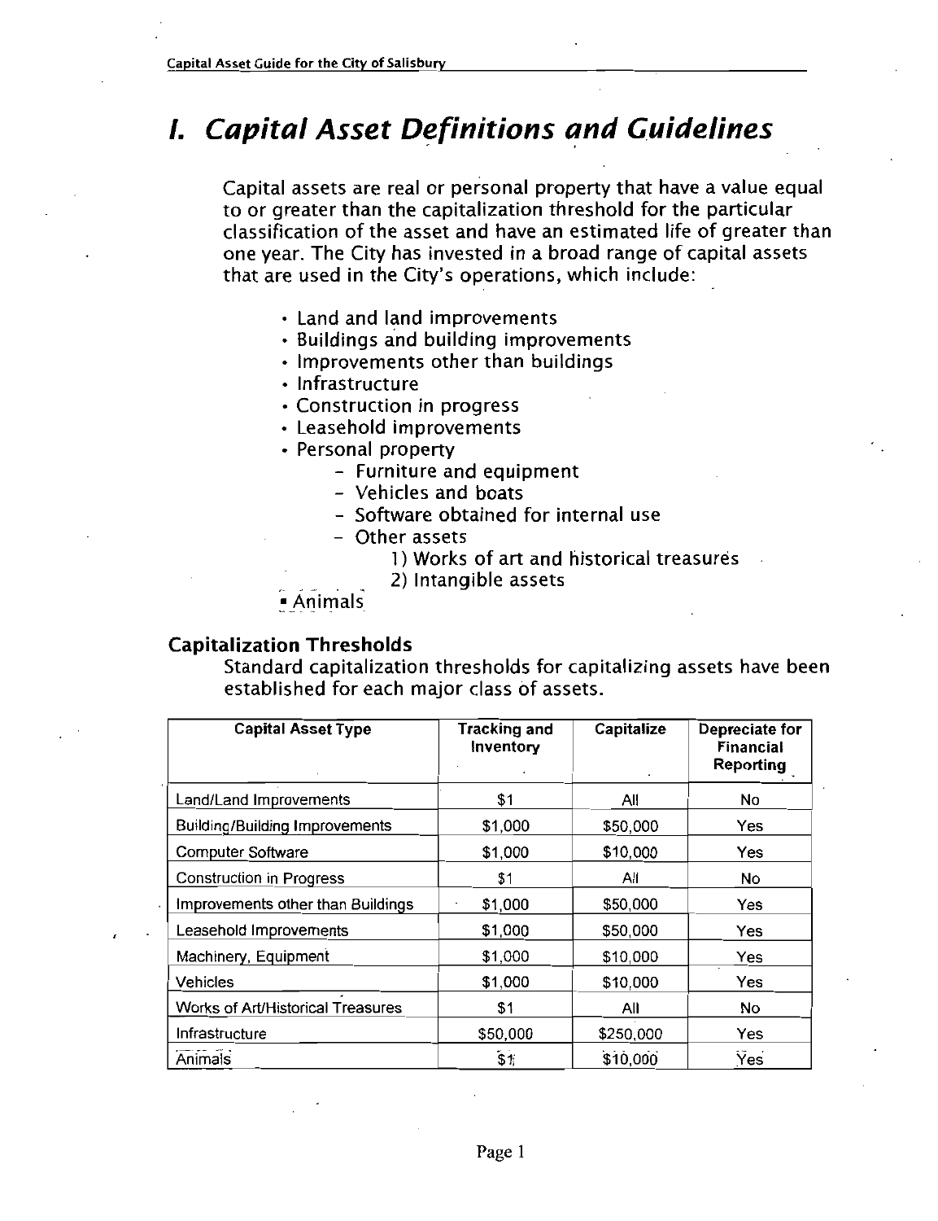// I. Capital Asset Definitions and Guidelines

# *I. Capital Asset Definitions and Guidelines*

Capital assets are real or personal property that have a value equal to or greater than the capitalization threshold for the particular classification of the asset and have an estimated life of greater than one year. The City has invested in a broad range of capital assets that are used in the City's operations, which include:

- Land and land improvements
- Buildings and building improvements
- Improvements other than buildings
- Infrastructure
- Construction in progress
- Leasehold improvements
- Personal property
  - Furniture and equipment
  - Vehicles and boats
  - Software obtained for internal use
  - Other assets
    1) Works of art and historical treasures
    2) Intangible assets
- Animals

### Capitalization Thresholds

Standard capitalization thresholds for capitalizing assets have been established for each major class of assets.

| Capital Asset Type | Tracking and Inventory | Capitalize | Depreciate for Financial Reporting |
|---|---|---|---|
| Land/Land Improvements | $1 | All | No |
| Building/Building Improvements | $1,000 | $50,000 | Yes |
| Computer Software | $1,000 | $10,000 | Yes |
| Construction in Progress | $1 | All | No |
| Improvements other than Buildings | $1,000 | $50,000 | Yes |
| Leasehold Improvements | $1,000 | $50,000 | Yes |
| Machinery, Equipment | $1,000 | $10,000 | Yes |
| Vehicles | $1,000 | $10,000 | Yes |
| Works of Art/Historical Treasures | $1 | All | No |
| Infrastructure | $50,000 | $250,000 | Yes |
| Animals | $1 | $10,000 | Yes |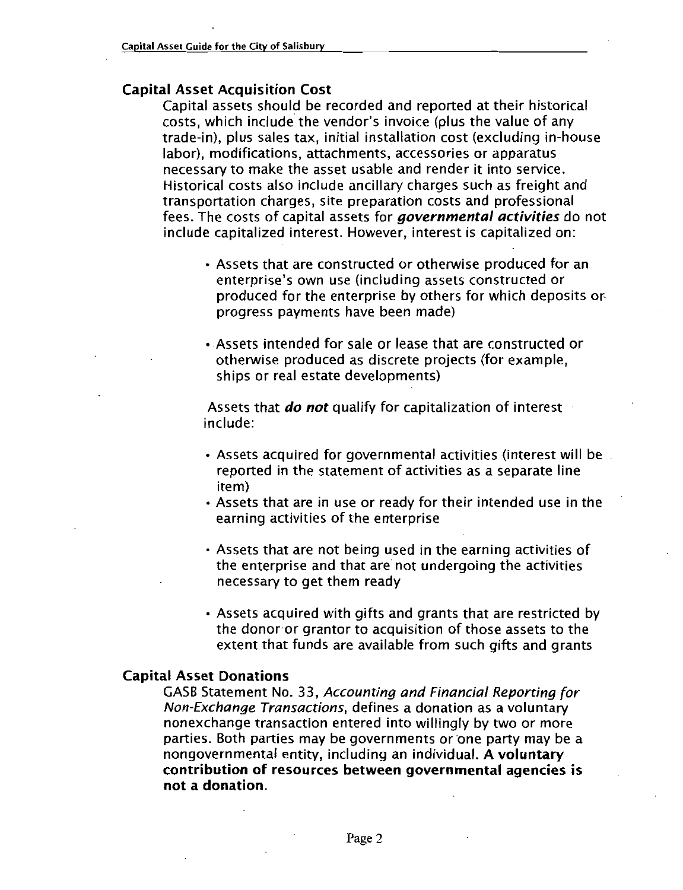## Capital Asset Acquisition Cost

Capital assets should be recorded and reported at their historical costs, which include the vendor's invoice (plus the value of any trade-in), plus sales tax, initial installation cost (excluding in-house labor), modifications, attachments, accessories or apparatus necessary to make the asset usable and render it into service. Historical costs also include ancillary charges such as freight and transportation charges, site preparation costs and professional fees. The costs of capital assets for ***governmental activities*** do not include capitalized interest. However, interest is capitalized on:

- Assets that are constructed or otherwise produced for an enterprise's own use (including assets constructed or produced for the enterprise by others for which deposits or progress payments have been made)
- Assets intended for sale or lease that are constructed or otherwise produced as discrete projects (for example, ships or real estate developments)

Assets that ***do not*** qualify for capitalization of interest include:

- Assets acquired for governmental activities (interest will be reported in the statement of activities as a separate line item)
- Assets that are in use or ready for their intended use in the earning activities of the enterprise
- Assets that are not being used in the earning activities of the enterprise and that are not undergoing the activities necessary to get them ready
- Assets acquired with gifts and grants that are restricted by the donor or grantor to acquisition of those assets to the extent that funds are available from such gifts and grants

## Capital Asset Donations

GASB Statement No. 33, *Accounting and Financial Reporting for Non-Exchange Transactions*, defines a donation as a voluntary nonexchange transaction entered into willingly by two or more parties. Both parties may be governments or one party may be a nongovernmental entity, including an individual. **A voluntary contribution of resources between governmental agencies is not a donation.**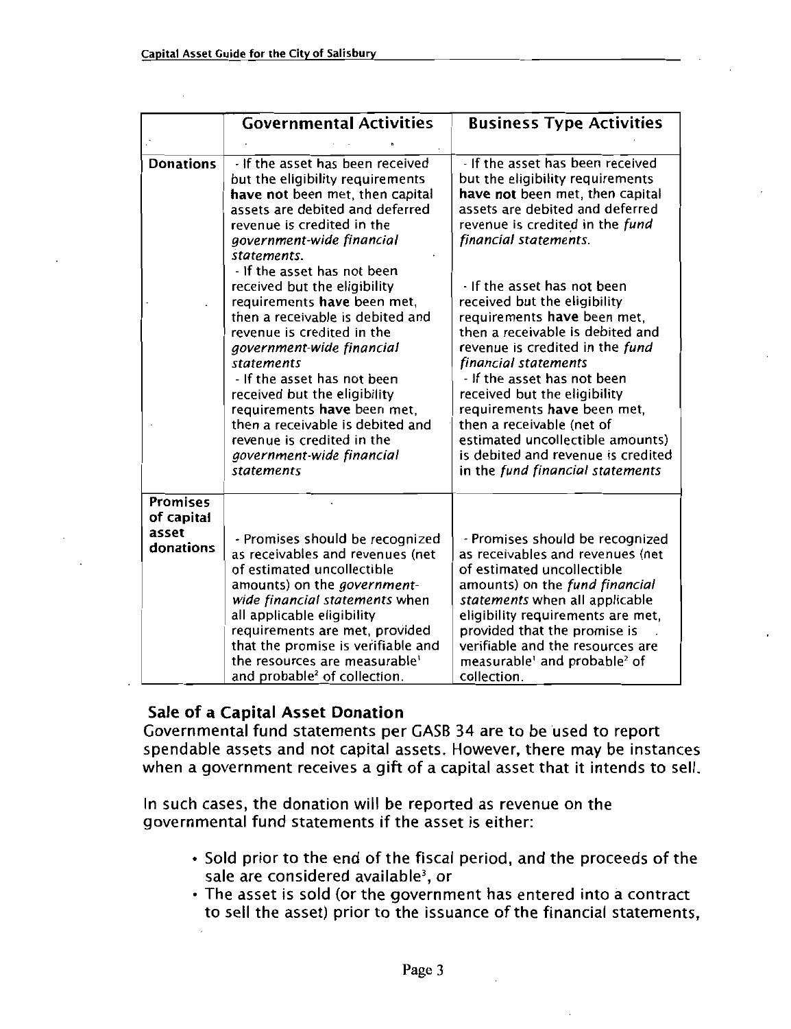|  | Governmental Activities | Business Type Activities |
| --- | --- | --- |
| **Donations** | - If the asset has been received but the eligibility requirements **have not** been met, then capital assets are debited and deferred revenue is credited in the *government-wide financial statements*.<br>- If the asset has not been received but the eligibility requirements **have** been met, then a receivable is debited and revenue is credited in the *government-wide financial statements*<br>- If the asset has not been received but the eligibility requirements **have** been met, then a receivable is debited and revenue is credited in the *government-wide financial statements* | - If the asset has been received but the eligibility requirements **have not** been met, then capital assets are debited and deferred revenue is credited in the *fund financial statements*.<br>- If the asset has not been received but the eligibility requirements **have** been met, then a receivable is debited and revenue is credited in the *fund financial statements*<br>- If the asset has not been received but the eligibility requirements **have** been met, then a receivable (net of estimated uncollectible amounts) is debited and revenue is credited in the *fund financial statements* |
| **Promises of capital asset donations** | - Promises should be recognized as receivables and revenues (net of estimated uncollectible amounts) on the *government-wide financial statements* when all applicable eligibility requirements are met, provided that the promise is verifiable and the resources are measurable[1] and probable[2] of collection. | - Promises should be recognized as receivables and revenues (net of estimated uncollectible amounts) on the *fund financial statements* when all applicable eligibility requirements are met, provided that the promise is verifiable and the resources are measurable[1] and probable[2] of collection. |

## Sale of a Capital Asset Donation

Governmental fund statements per GASB 34 are to be used to report spendable assets and not capital assets. However, there may be instances when a government receives a gift of a capital asset that it intends to sell.

In such cases, the donation will be reported as revenue on the governmental fund statements if the asset is either:

- Sold prior to the end of the fiscal period, and the proceeds of the sale are considered available[3], or
- The asset is sold (or the government has entered into a contract to sell the asset) prior to the issuance of the financial statements,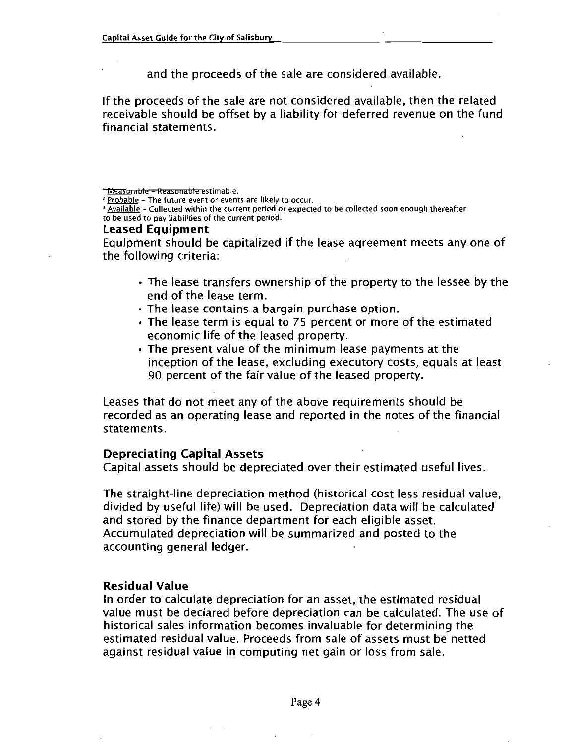and the proceeds of the sale are considered available.

If the proceeds of the sale are not considered available, then the related receivable should be offset by a liability for deferred revenue on the fund financial statements.

[1] ~~Measurable – Reasonable~~ estimable.
[2] Probable – The future event or events are likely to occur.
[3] Available – Collected within the current period or expected to be collected soon enough thereafter to be used to pay liabilities of the current period.

### Leased Equipment

Equipment should be capitalized if the lease agreement meets any one of the following criteria:

- The lease transfers ownership of the property to the lessee by the end of the lease term.
- The lease contains a bargain purchase option.
- The lease term is equal to 75 percent or more of the estimated economic life of the leased property.
- The present value of the minimum lease payments at the inception of the lease, excluding executory costs, equals at least 90 percent of the fair value of the leased property.

Leases that do not meet any of the above requirements should be recorded as an operating lease and reported in the notes of the financial statements.

### Depreciating Capital Assets

Capital assets should be depreciated over their estimated useful lives.

The straight-line depreciation method (historical cost less residual value, divided by useful life) will be used. Depreciation data will be calculated and stored by the finance department for each eligible asset. Accumulated depreciation will be summarized and posted to the accounting general ledger.

### Residual Value

In order to calculate depreciation for an asset, the estimated residual value must be declared before depreciation can be calculated. The use of historical sales information becomes invaluable for determining the estimated residual value. Proceeds from sale of assets must be netted against residual value in computing net gain or loss from sale.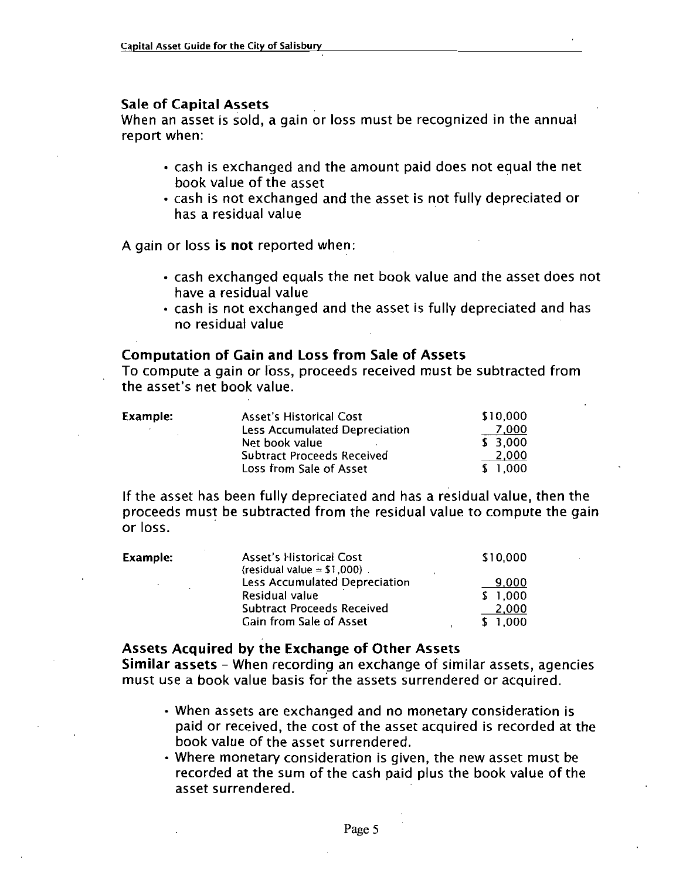### Sale of Capital Assets

When an asset is sold, a gain or loss must be recognized in the annual report when:

- cash is exchanged and the amount paid does not equal the net book value of the asset
- cash is not exchanged and the asset is not fully depreciated or has a residual value

A gain or loss **is not** reported when:

- cash exchanged equals the net book value and the asset does not have a residual value
- cash is not exchanged and the asset is fully depreciated and has no residual value

### Computation of Gain and Loss from Sale of Assets

To compute a gain or loss, proceeds received must be subtracted from the asset's net book value.

| **Example:** | | |
|---|---|---|
| | Asset's Historical Cost | $10,000 |
| | Less Accumulated Depreciation | 7,000 |
| | Net book value | $ 3,000 |
| | Subtract Proceeds Received | 2,000 |
| | Loss from Sale of Asset | $ 1,000 |

If the asset has been fully depreciated and has a residual value, then the proceeds must be subtracted from the residual value to compute the gain or loss.

| **Example:** | | |
|---|---|---|
| | Asset's Historical Cost (residual value = $1,000) | $10,000 |
| | Less Accumulated Depreciation | 9,000 |
| | Residual value | $ 1,000 |
| | Subtract Proceeds Received | 2,000 |
| | Gain from Sale of Asset | $ 1,000 |

### Assets Acquired by the Exchange of Other Assets

**Similar assets** - When recording an exchange of similar assets, agencies must use a book value basis for the assets surrendered or acquired.

- When assets are exchanged and no monetary consideration is paid or received, the cost of the asset acquired is recorded at the book value of the asset surrendered.
- Where monetary consideration is given, the new asset must be recorded at the sum of the cash paid plus the book value of the asset surrendered.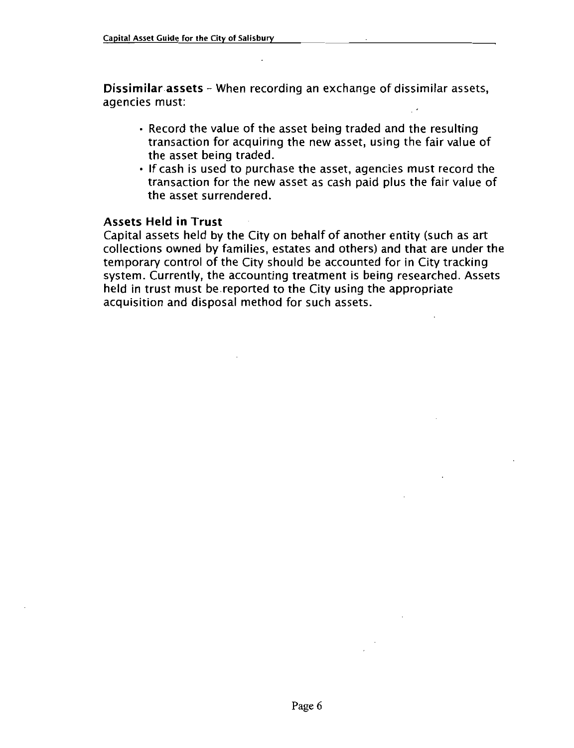**Dissimilar assets** – When recording an exchange of dissimilar assets, agencies must:

- Record the value of the asset being traded and the resulting transaction for acquiring the new asset, using the fair value of the asset being traded.
- If cash is used to purchase the asset, agencies must record the transaction for the new asset as cash paid plus the fair value of the asset surrendered.

### Assets Held in Trust

Capital assets held by the City on behalf of another entity (such as art collections owned by families, estates and others) and that are under the temporary control of the City should be accounted for in City tracking system. Currently, the accounting treatment is being researched. Assets held in trust must be reported to the City using the appropriate acquisition and disposal method for such assets.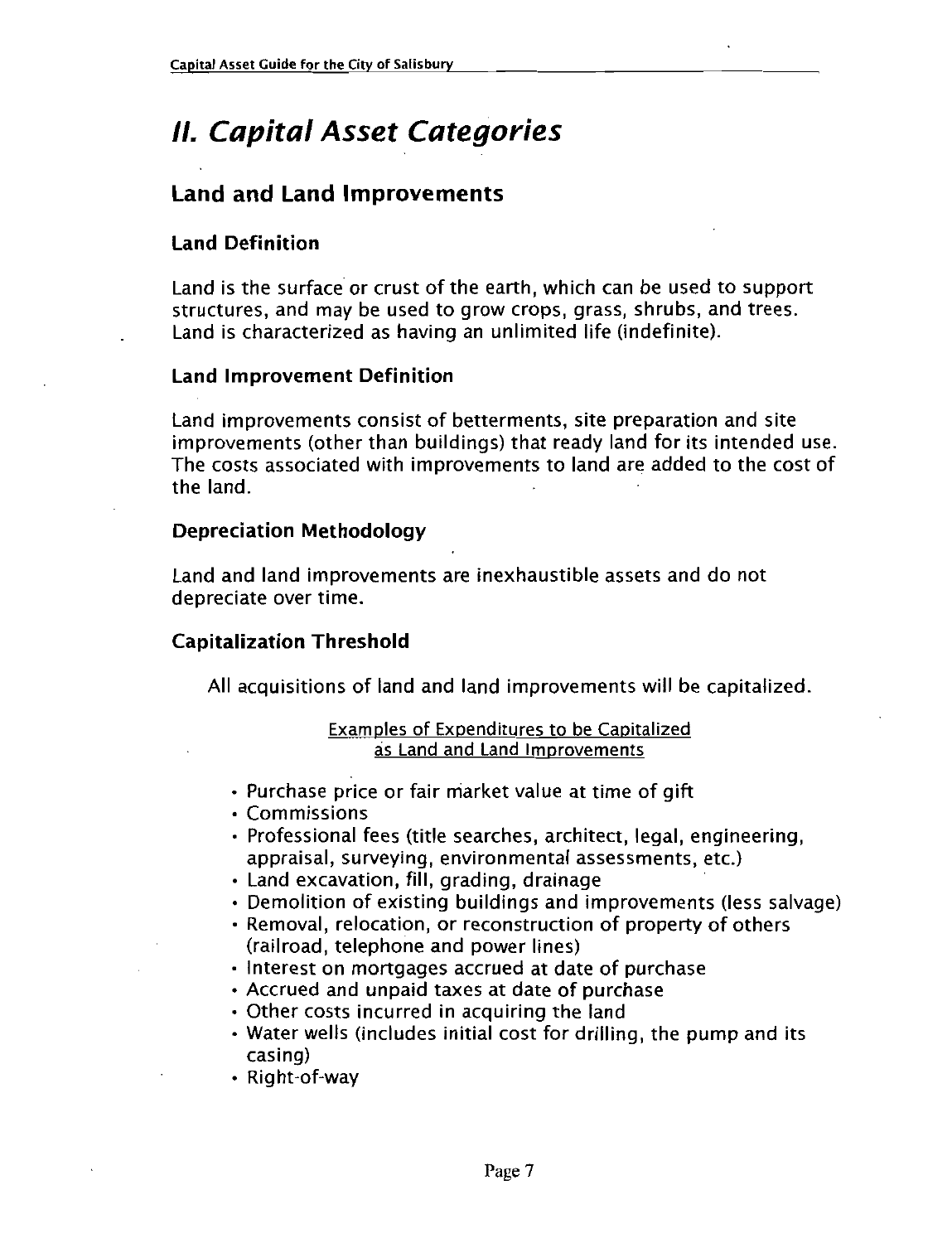# *II. Capital Asset Categories*

## Land and Land Improvements

### Land Definition

Land is the surface or crust of the earth, which can be used to support structures, and may be used to grow crops, grass, shrubs, and trees. Land is characterized as having an unlimited life (indefinite).

### Land Improvement Definition

Land improvements consist of betterments, site preparation and site improvements (other than buildings) that ready land for its intended use. The costs associated with improvements to land are added to the cost of the land.

### Depreciation Methodology

Land and land improvements are inexhaustible assets and do not depreciate over time.

### Capitalization Threshold

All acquisitions of land and land improvements will be capitalized.

Examples of Expenditures to be Capitalized as Land and Land Improvements

- Purchase price or fair market value at time of gift
- Commissions
- Professional fees (title searches, architect, legal, engineering, appraisal, surveying, environmental assessments, etc.)
- Land excavation, fill, grading, drainage
- Demolition of existing buildings and improvements (less salvage)
- Removal, relocation, or reconstruction of property of others (railroad, telephone and power lines)
- Interest on mortgages accrued at date of purchase
- Accrued and unpaid taxes at date of purchase
- Other costs incurred in acquiring the land
- Water wells (includes initial cost for drilling, the pump and its casing)
- Right-of-way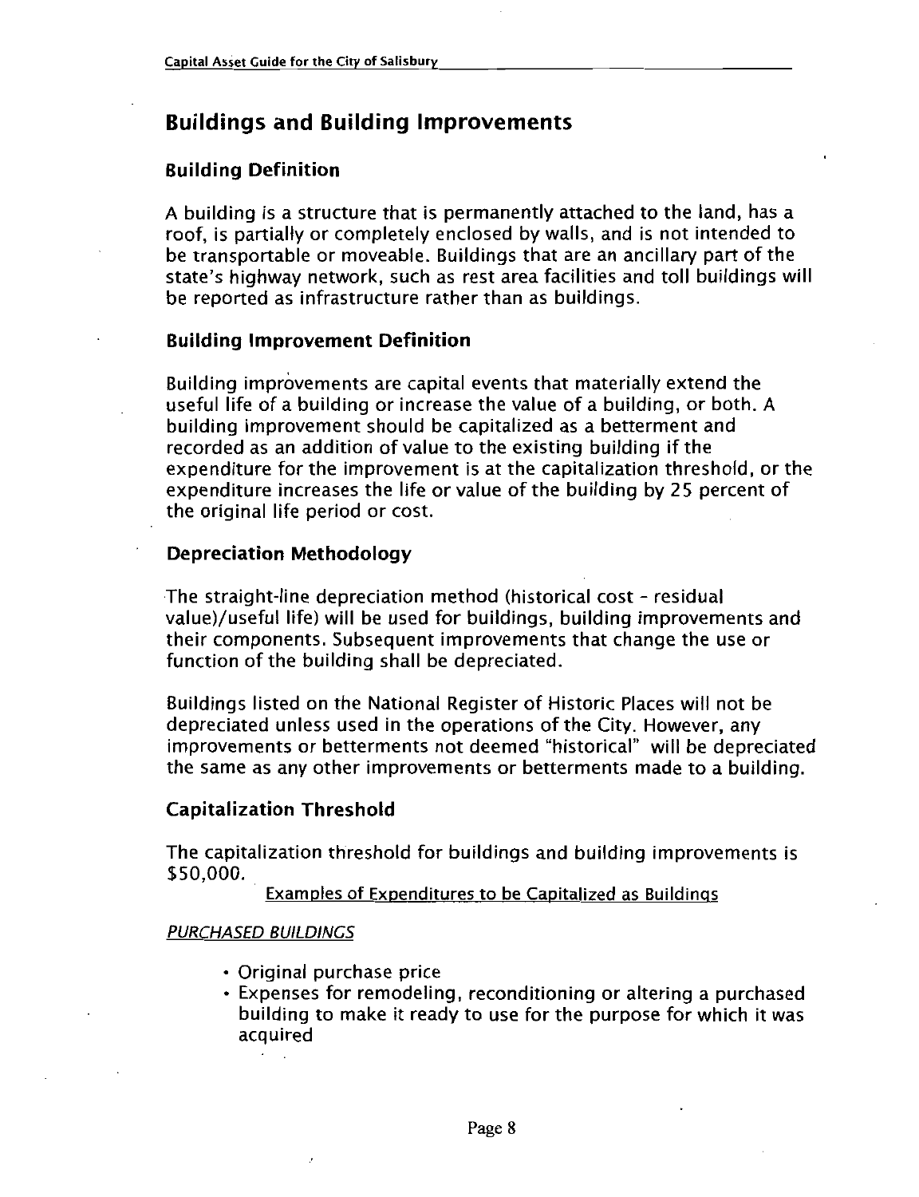## Buildings and Building Improvements

### Building Definition

A building is a structure that is permanently attached to the land, has a roof, is partially or completely enclosed by walls, and is not intended to be transportable or moveable. Buildings that are an ancillary part of the state's highway network, such as rest area facilities and toll buildings will be reported as infrastructure rather than as buildings.

### Building Improvement Definition

Building improvements are capital events that materially extend the useful life of a building or increase the value of a building, or both. A building improvement should be capitalized as a betterment and recorded as an addition of value to the existing building if the expenditure for the improvement is at the capitalization threshold, or the expenditure increases the life or value of the building by 25 percent of the original life period or cost.

### Depreciation Methodology

The straight-line depreciation method (historical cost - residual value)/useful life) will be used for buildings, building improvements and their components. Subsequent improvements that change the use or function of the building shall be depreciated.

Buildings listed on the National Register of Historic Places will not be depreciated unless used in the operations of the City. However, any improvements or betterments not deemed "historical" will be depreciated the same as any other improvements or betterments made to a building.

### Capitalization Threshold

The capitalization threshold for buildings and building improvements is $50,000.

Examples of Expenditures to be Capitalized as Buildings

*PURCHASED BUILDINGS*

- Original purchase price
- Expenses for remodeling, reconditioning or altering a purchased building to make it ready to use for the purpose for which it was acquired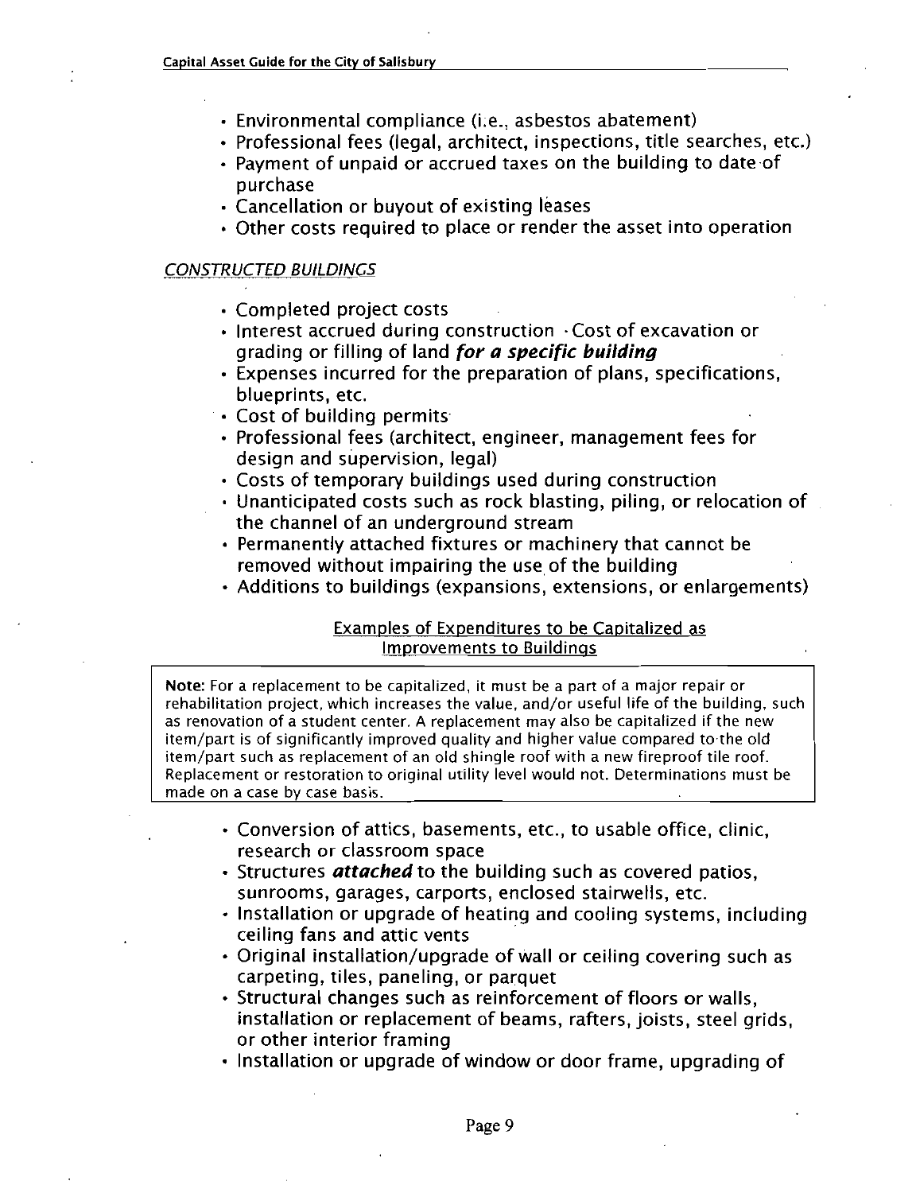- Environmental compliance (i.e., asbestos abatement)
- Professional fees (legal, architect, inspections, title searches, etc.)
- Payment of unpaid or accrued taxes on the building to date of purchase
- Cancellation or buyout of existing leases
- Other costs required to place or render the asset into operation

*CONSTRUCTED BUILDINGS*

- Completed project costs
- Interest accrued during construction · Cost of excavation or grading or filling of land ***for a specific building***
- Expenses incurred for the preparation of plans, specifications, blueprints, etc.
- Cost of building permits
- Professional fees (architect, engineer, management fees for design and supervision, legal)
- Costs of temporary buildings used during construction
- Unanticipated costs such as rock blasting, piling, or relocation of the channel of an underground stream
- Permanently attached fixtures or machinery that cannot be removed without impairing the use of the building
- Additions to buildings (expansions, extensions, or enlargements)

Examples of Expenditures to be Capitalized as Improvements to Buildings

**Note:** For a replacement to be capitalized, it must be a part of a major repair or rehabilitation project, which increases the value, and/or useful life of the building, such as renovation of a student center. A replacement may also be capitalized if the new item/part is of significantly improved quality and higher value compared to the old item/part such as replacement of an old shingle roof with a new fireproof tile roof. Replacement or restoration to original utility level would not. Determinations must be made on a case by case basis.

- Conversion of attics, basements, etc., to usable office, clinic, research or classroom space
- Structures ***attached*** to the building such as covered patios, sunrooms, garages, carports, enclosed stairwells, etc.
- Installation or upgrade of heating and cooling systems, including ceiling fans and attic vents
- Original installation/upgrade of wall or ceiling covering such as carpeting, tiles, paneling, or parquet
- Structural changes such as reinforcement of floors or walls, installation or replacement of beams, rafters, joists, steel grids, or other interior framing
- Installation or upgrade of window or door frame, upgrading of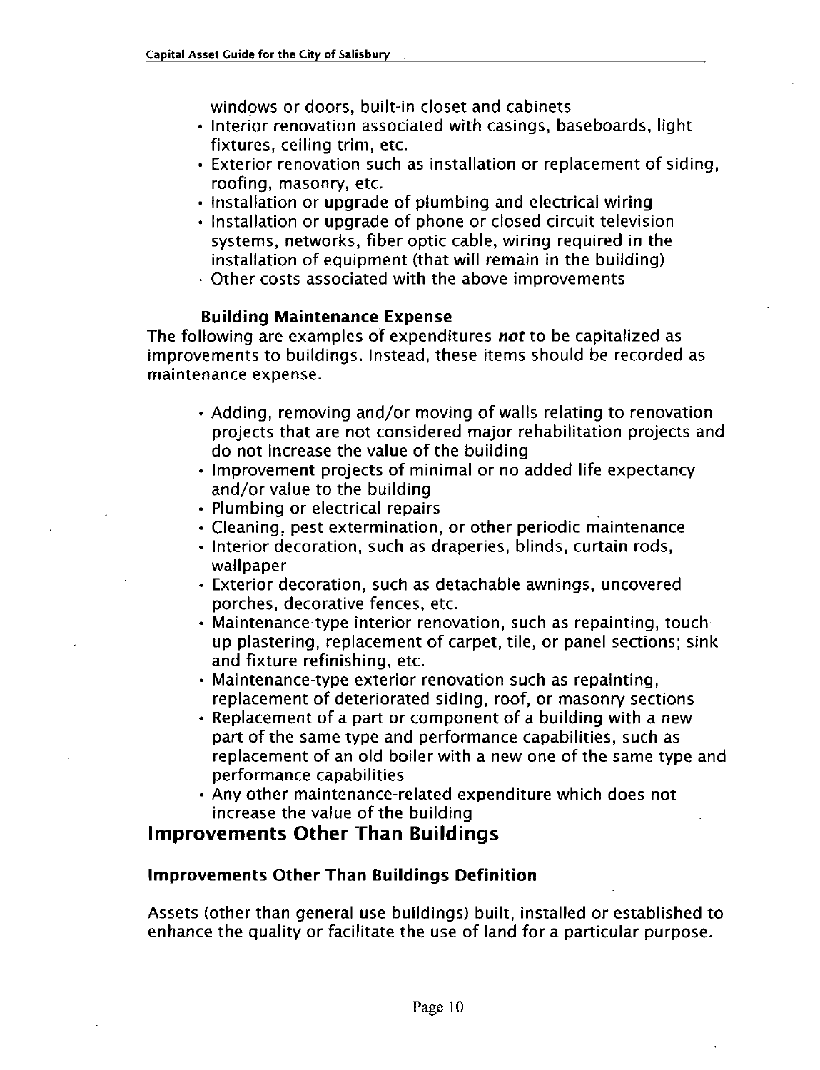windows or doors, built-in closet and cabinets

- Interior renovation associated with casings, baseboards, light fixtures, ceiling trim, etc.
- Exterior renovation such as installation or replacement of siding, roofing, masonry, etc.
- Installation or upgrade of plumbing and electrical wiring
- Installation or upgrade of phone or closed circuit television systems, networks, fiber optic cable, wiring required in the installation of equipment (that will remain in the building)
- Other costs associated with the above improvements

### Building Maintenance Expense

The following are examples of expenditures ***not*** to be capitalized as improvements to buildings. Instead, these items should be recorded as maintenance expense.

- Adding, removing and/or moving of walls relating to renovation projects that are not considered major rehabilitation projects and do not increase the value of the building
- Improvement projects of minimal or no added life expectancy and/or value to the building
- Plumbing or electrical repairs
- Cleaning, pest extermination, or other periodic maintenance
- Interior decoration, such as draperies, blinds, curtain rods, wallpaper
- Exterior decoration, such as detachable awnings, uncovered porches, decorative fences, etc.
- Maintenance-type interior renovation, such as repainting, touch-up plastering, replacement of carpet, tile, or panel sections; sink and fixture refinishing, etc.
- Maintenance-type exterior renovation such as repainting, replacement of deteriorated siding, roof, or masonry sections
- Replacement of a part or component of a building with a new part of the same type and performance capabilities, such as replacement of an old boiler with a new one of the same type and performance capabilities
- Any other maintenance-related expenditure which does not increase the value of the building

## Improvements Other Than Buildings

### Improvements Other Than Buildings Definition

Assets (other than general use buildings) built, installed or established to enhance the quality or facilitate the use of land for a particular purpose.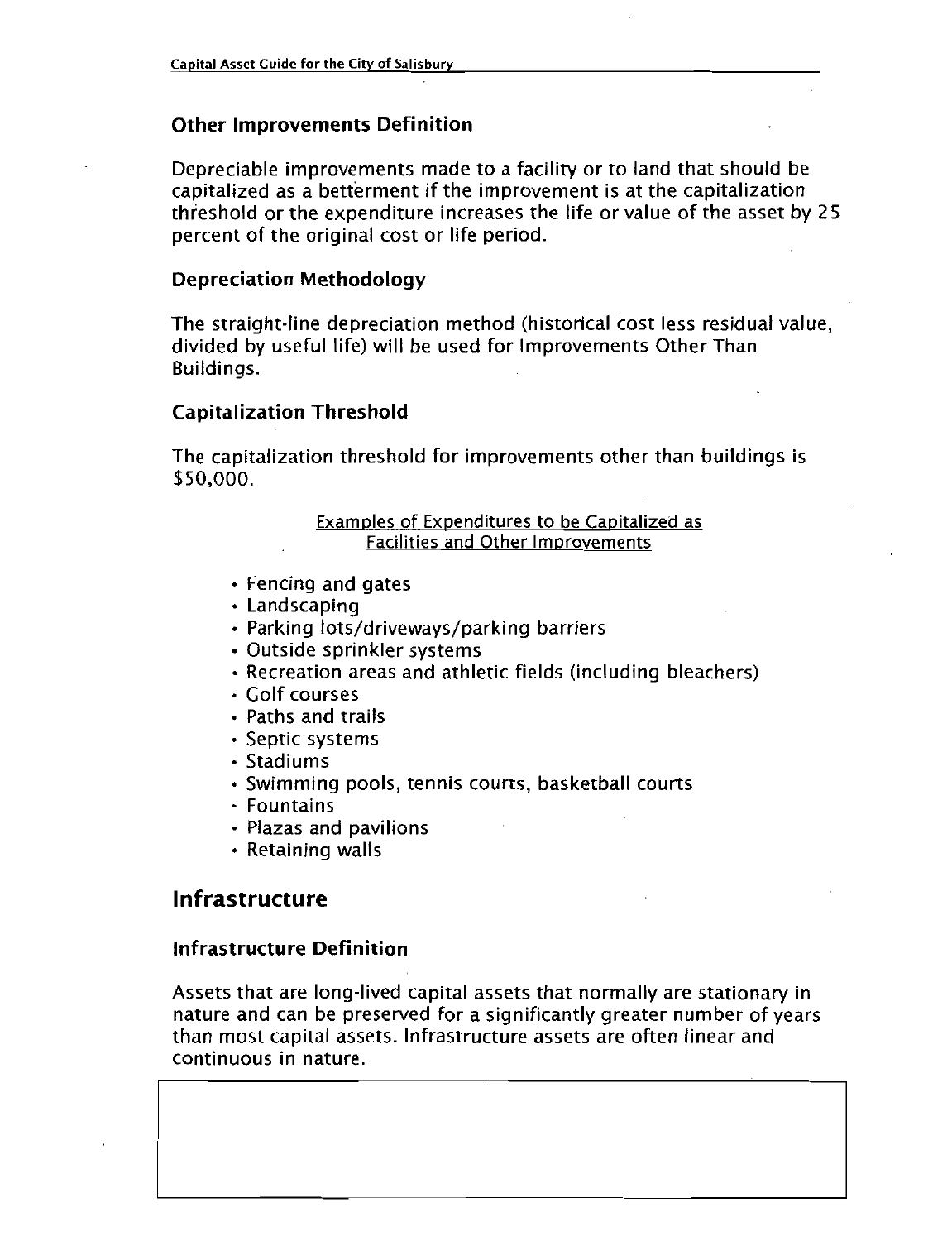### Other Improvements Definition

Depreciable improvements made to a facility or to land that should be capitalized as a betterment if the improvement is at the capitalization threshold or the expenditure increases the life or value of the asset by 25 percent of the original cost or life period.

### Depreciation Methodology

The straight-line depreciation method (historical cost less residual value, divided by useful life) will be used for Improvements Other Than Buildings.

### Capitalization Threshold

The capitalization threshold for improvements other than buildings is $50,000.

Examples of Expenditures to be Capitalized as Facilities and Other Improvements

- Fencing and gates
- Landscaping
- Parking lots/driveways/parking barriers
- Outside sprinkler systems
- Recreation areas and athletic fields (including bleachers)
- Golf courses
- Paths and trails
- Septic systems
- Stadiums
- Swimming pools, tennis courts, basketball courts
- Fountains
- Plazas and pavilions
- Retaining walls

## Infrastructure

### Infrastructure Definition

Assets that are long-lived capital assets that normally are stationary in nature and can be preserved for a significantly greater number of years than most capital assets. Infrastructure assets are often linear and continuous in nature.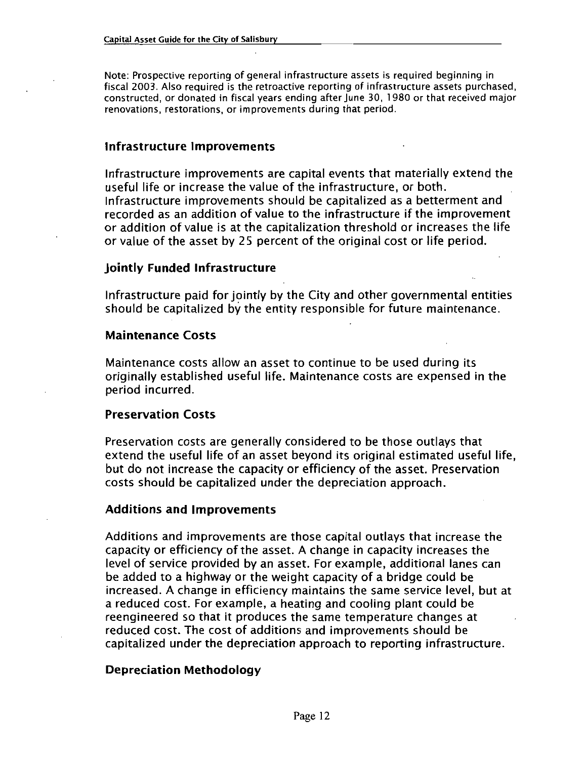Note: Prospective reporting of general infrastructure assets is required beginning in fiscal 2003. Also required is the retroactive reporting of infrastructure assets purchased, constructed, or donated in fiscal years ending after June 30, 1980 or that received major renovations, restorations, or improvements during that period.

### Infrastructure Improvements

Infrastructure improvements are capital events that materially extend the useful life or increase the value of the infrastructure, or both. Infrastructure improvements should be capitalized as a betterment and recorded as an addition of value to the infrastructure if the improvement or addition of value is at the capitalization threshold or increases the life or value of the asset by 25 percent of the original cost or life period.

### Jointly Funded Infrastructure

Infrastructure paid for jointly by the City and other governmental entities should be capitalized by the entity responsible for future maintenance.

### Maintenance Costs

Maintenance costs allow an asset to continue to be used during its originally established useful life. Maintenance costs are expensed in the period incurred.

### Preservation Costs

Preservation costs are generally considered to be those outlays that extend the useful life of an asset beyond its original estimated useful life, but do not increase the capacity or efficiency of the asset. Preservation costs should be capitalized under the depreciation approach.

### Additions and Improvements

Additions and improvements are those capital outlays that increase the capacity or efficiency of the asset. A change in capacity increases the level of service provided by an asset. For example, additional lanes can be added to a highway or the weight capacity of a bridge could be increased. A change in efficiency maintains the same service level, but at a reduced cost. For example, a heating and cooling plant could be reengineered so that it produces the same temperature changes at reduced cost. The cost of additions and improvements should be capitalized under the depreciation approach to reporting infrastructure.

### Depreciation Methodology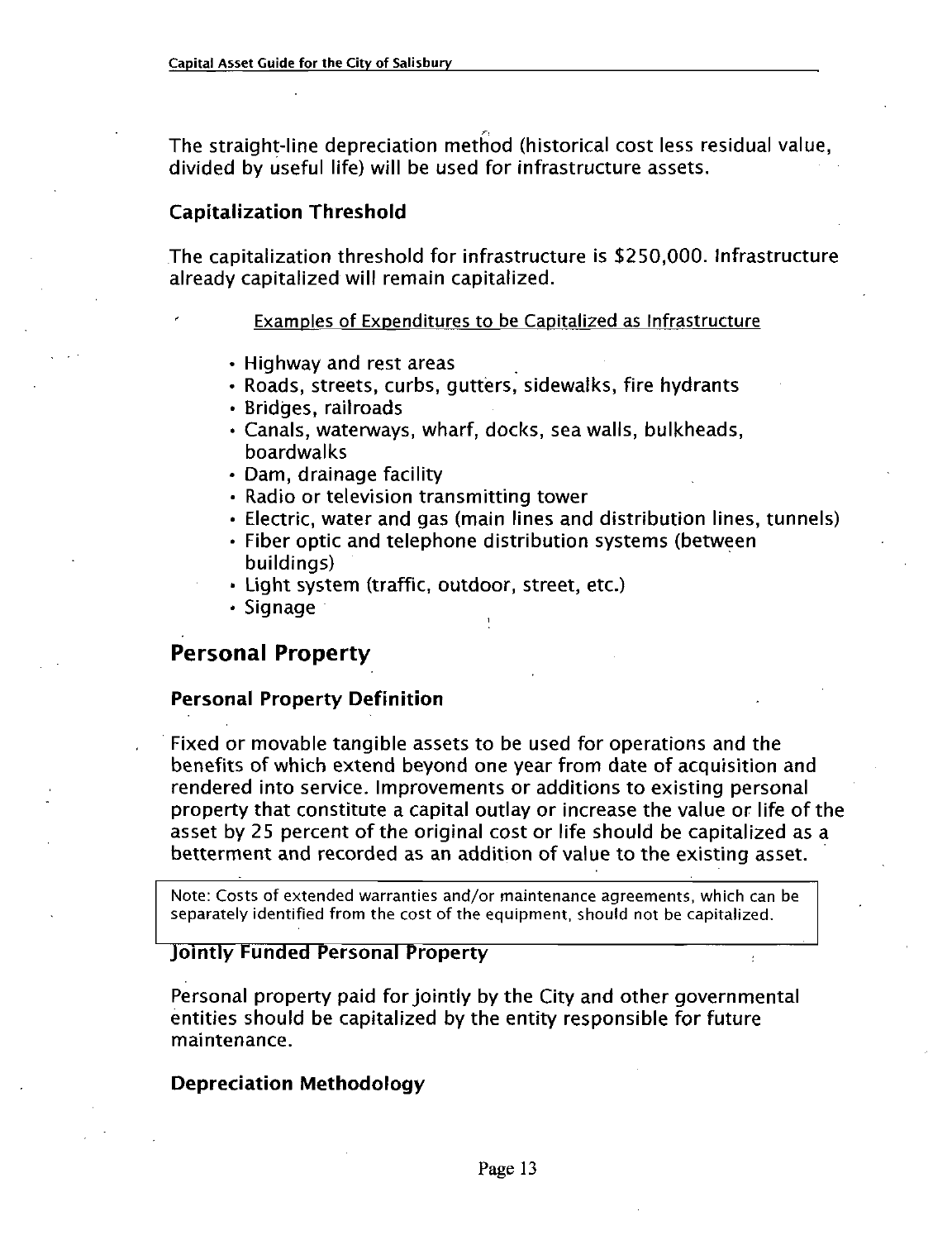The straight-line depreciation method (historical cost less residual value, divided by useful life) will be used for infrastructure assets.

### Capitalization Threshold

The capitalization threshold for infrastructure is $250,000. Infrastructure already capitalized will remain capitalized.

Examples of Expenditures to be Capitalized as Infrastructure

- Highway and rest areas
- Roads, streets, curbs, gutters, sidewalks, fire hydrants
- Bridges, railroads
- Canals, waterways, wharf, docks, sea walls, bulkheads, boardwalks
- Dam, drainage facility
- Radio or television transmitting tower
- Electric, water and gas (main lines and distribution lines, tunnels)
- Fiber optic and telephone distribution systems (between buildings)
- Light system (traffic, outdoor, street, etc.)
- Signage

## Personal Property

### Personal Property Definition

Fixed or movable tangible assets to be used for operations and the benefits of which extend beyond one year from date of acquisition and rendered into service. Improvements or additions to existing personal property that constitute a capital outlay or increase the value or life of the asset by 25 percent of the original cost or life should be capitalized as a betterment and recorded as an addition of value to the existing asset.

Note: Costs of extended warranties and/or maintenance agreements, which can be separately identified from the cost of the equipment, should not be capitalized.

### Jointly Funded Personal Property

Personal property paid for jointly by the City and other governmental entities should be capitalized by the entity responsible for future maintenance.

### Depreciation Methodology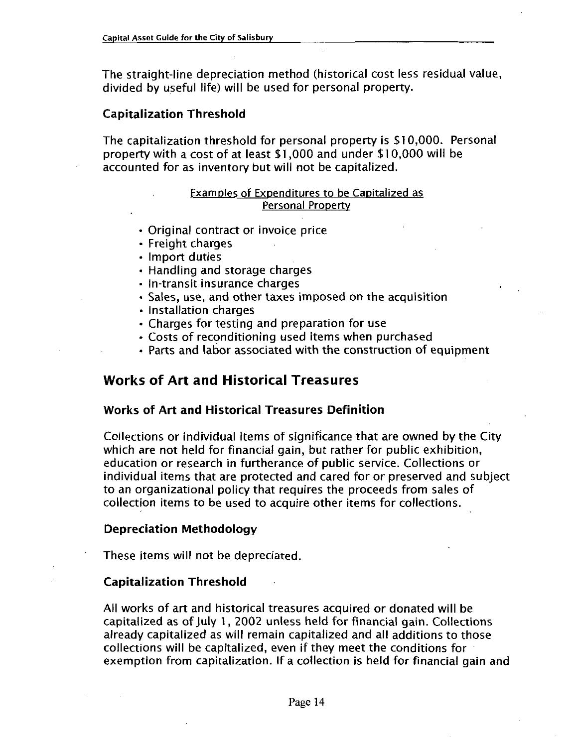The straight-line depreciation method (historical cost less residual value, divided by useful life) will be used for personal property.

### Capitalization Threshold

The capitalization threshold for personal property is $10,000. Personal property with a cost of at least $1,000 and under $10,000 will be accounted for as inventory but will not be capitalized.

<u>Examples of Expenditures to be Capitalized as Personal Property</u>

- Original contract or invoice price
- Freight charges
- Import duties
- Handling and storage charges
- In-transit insurance charges
- Sales, use, and other taxes imposed on the acquisition
- Installation charges
- Charges for testing and preparation for use
- Costs of reconditioning used items when purchased
- Parts and labor associated with the construction of equipment

## Works of Art and Historical Treasures

### Works of Art and Historical Treasures Definition

Collections or individual items of significance that are owned by the City which are not held for financial gain, but rather for public exhibition, education or research in furtherance of public service. Collections or individual items that are protected and cared for or preserved and subject to an organizational policy that requires the proceeds from sales of collection items to be used to acquire other items for collections.

### Depreciation Methodology

These items will not be depreciated.

### Capitalization Threshold

All works of art and historical treasures acquired or donated will be capitalized as of July 1, 2002 unless held for financial gain. Collections already capitalized as will remain capitalized and all additions to those collections will be capitalized, even if they meet the conditions for exemption from capitalization. If a collection is held for financial gain and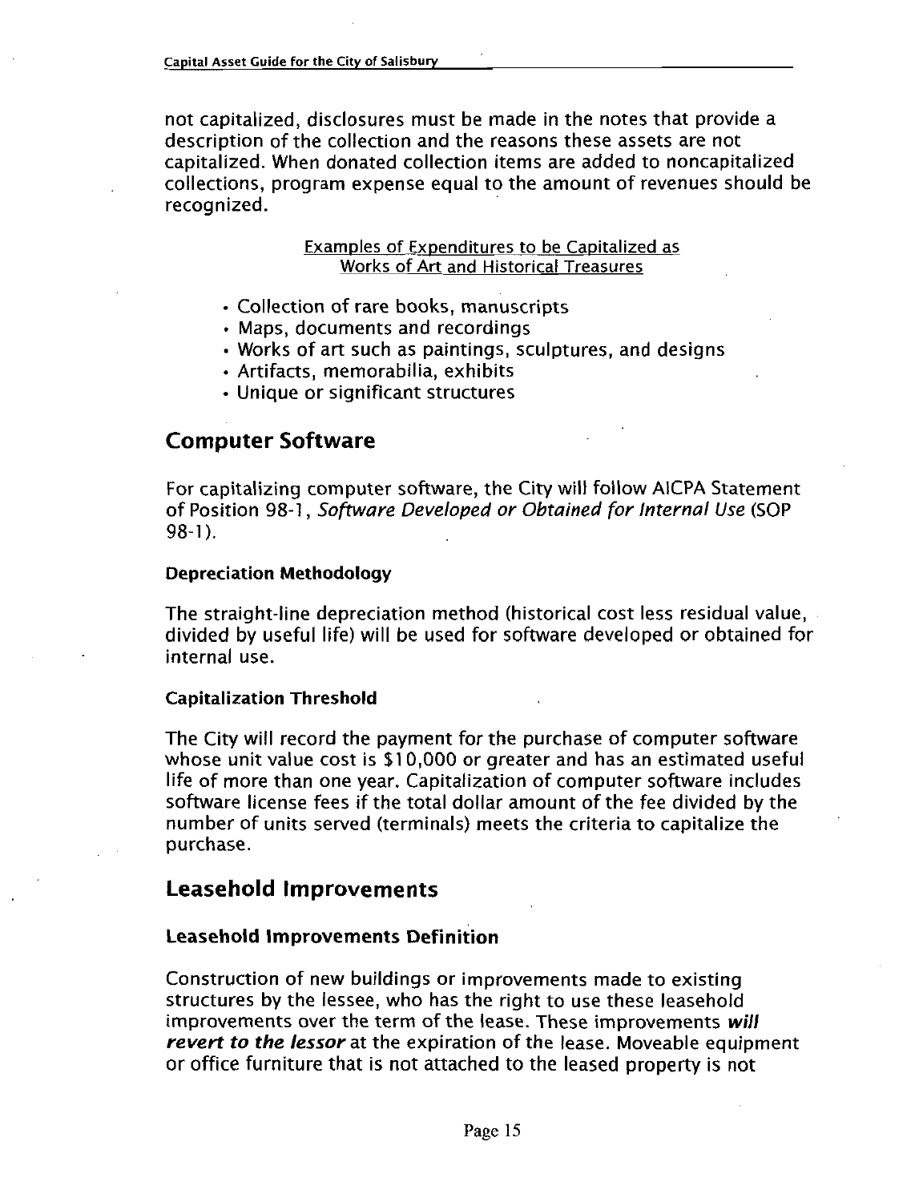not capitalized, disclosures must be made in the notes that provide a description of the collection and the reasons these assets are not capitalized. When donated collection items are added to noncapitalized collections, program expense equal to the amount of revenues should be recognized.

<u>Examples of Expenditures to be Capitalized as Works of Art and Historical Treasures</u>

- Collection of rare books, manuscripts
- Maps, documents and recordings
- Works of art such as paintings, sculptures, and designs
- Artifacts, memorabilia, exhibits
- Unique or significant structures

## Computer Software

For capitalizing computer software, the City will follow AICPA Statement of Position 98-1, *Software Developed or Obtained for Internal Use* (SOP 98-1).

### Depreciation Methodology

The straight-line depreciation method (historical cost less residual value, divided by useful life) will be used for software developed or obtained for internal use.

### Capitalization Threshold

The City will record the payment for the purchase of computer software whose unit value cost is $10,000 or greater and has an estimated useful life of more than one year. Capitalization of computer software includes software license fees if the total dollar amount of the fee divided by the number of units served (terminals) meets the criteria to capitalize the purchase.

## Leasehold Improvements

### Leasehold Improvements Definition

Construction of new buildings or improvements made to existing structures by the lessee, who has the right to use these leasehold improvements over the term of the lease. These improvements ***will revert to the lessor*** at the expiration of the lease. Moveable equipment or office furniture that is not attached to the leased property is not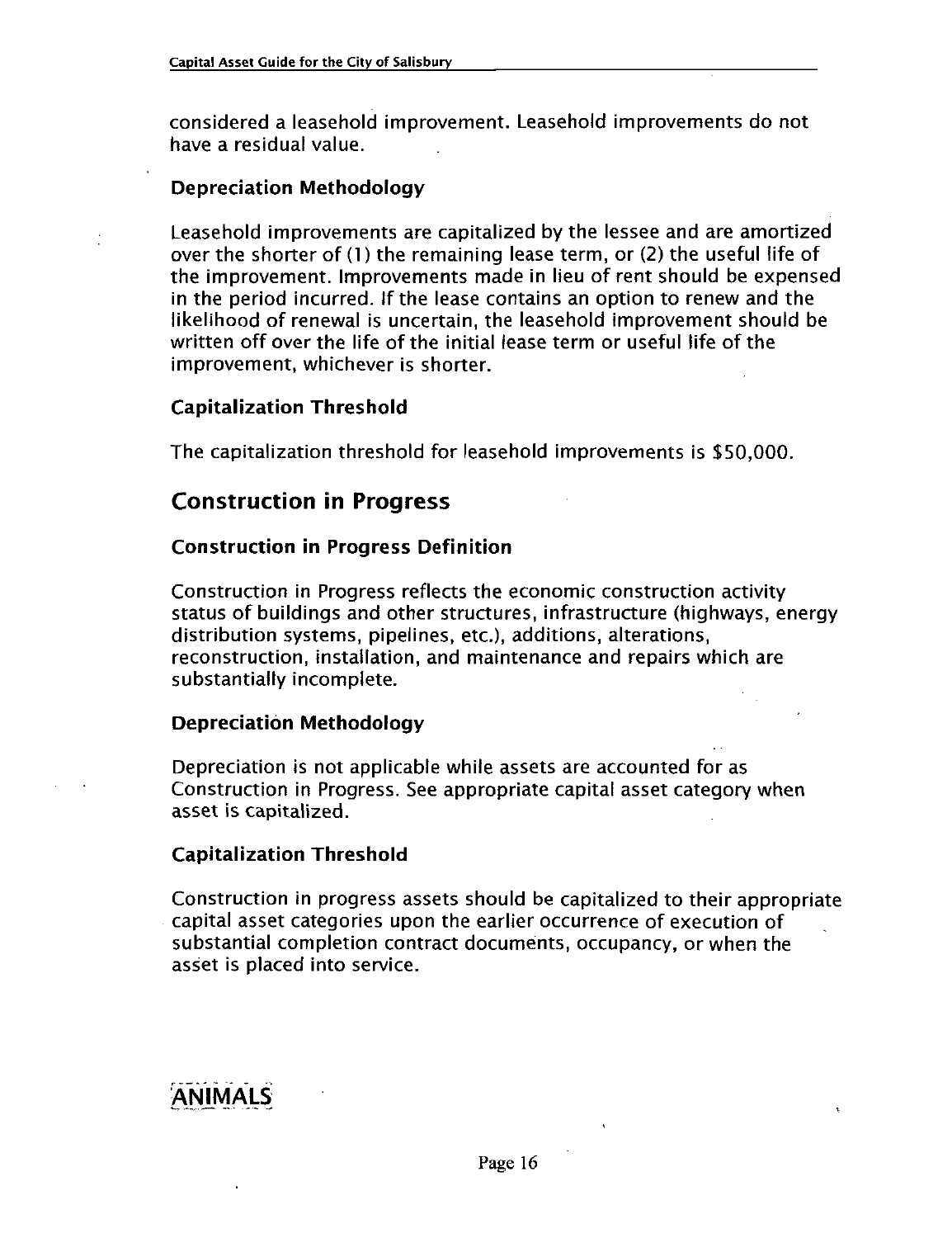considered a leasehold improvement. Leasehold improvements do not have a residual value.

### Depreciation Methodology

Leasehold improvements are capitalized by the lessee and are amortized over the shorter of (1) the remaining lease term, or (2) the useful life of the improvement. Improvements made in lieu of rent should be expensed in the period incurred. If the lease contains an option to renew and the likelihood of renewal is uncertain, the leasehold improvement should be written off over the life of the initial lease term or useful life of the improvement, whichever is shorter.

### Capitalization Threshold

The capitalization threshold for leasehold improvements is $50,000.

## Construction in Progress

### Construction in Progress Definition

Construction in Progress reflects the economic construction activity status of buildings and other structures, infrastructure (highways, energy distribution systems, pipelines, etc.), additions, alterations, reconstruction, installation, and maintenance and repairs which are substantially incomplete.

### Depreciation Methodology

Depreciation is not applicable while assets are accounted for as Construction in Progress. See appropriate capital asset category when asset is capitalized.

### Capitalization Threshold

Construction in progress assets should be capitalized to their appropriate capital asset categories upon the earlier occurrence of execution of substantial completion contract documents, occupancy, or when the asset is placed into service.

## ANIMALS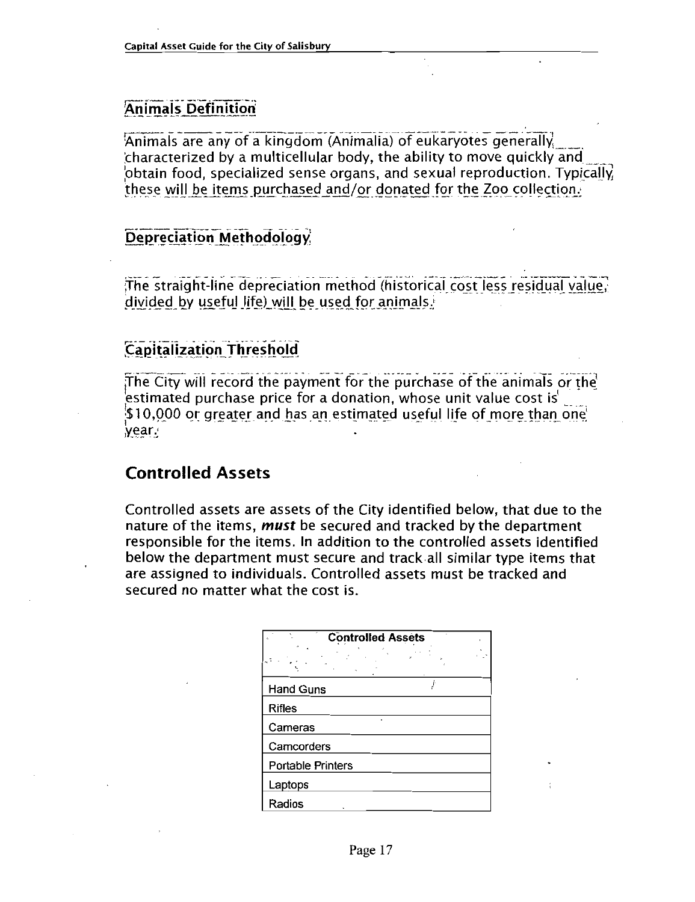## Animals Definition

Animals are any of a kingdom (Animalia) of eukaryotes generally characterized by a multicellular body, the ability to move quickly and obtain food, specialized sense organs, and sexual reproduction. Typically these will be items purchased and/or donated for the Zoo collection.

## Depreciation Methodology

The straight-line depreciation method (historical cost less residual value, divided by useful life) will be used for animals.

## Capitalization Threshold

The City will record the payment for the purchase of the animals or the estimated purchase price for a donation, whose unit value cost is $10,000 or greater and has an estimated useful life of more than one year.

# Controlled Assets

Controlled assets are assets of the City identified below, that due to the nature of the items, ***must*** be secured and tracked by the department responsible for the items. In addition to the controlled assets identified below the department must secure and track all similar type items that are assigned to individuals. Controlled assets must be tracked and secured no matter what the cost is.

| Controlled Assets |
| --- |
| Hand Guns |
| Rifles |
| Cameras |
| Camcorders |
| Portable Printers |
| Laptops |
| Radios |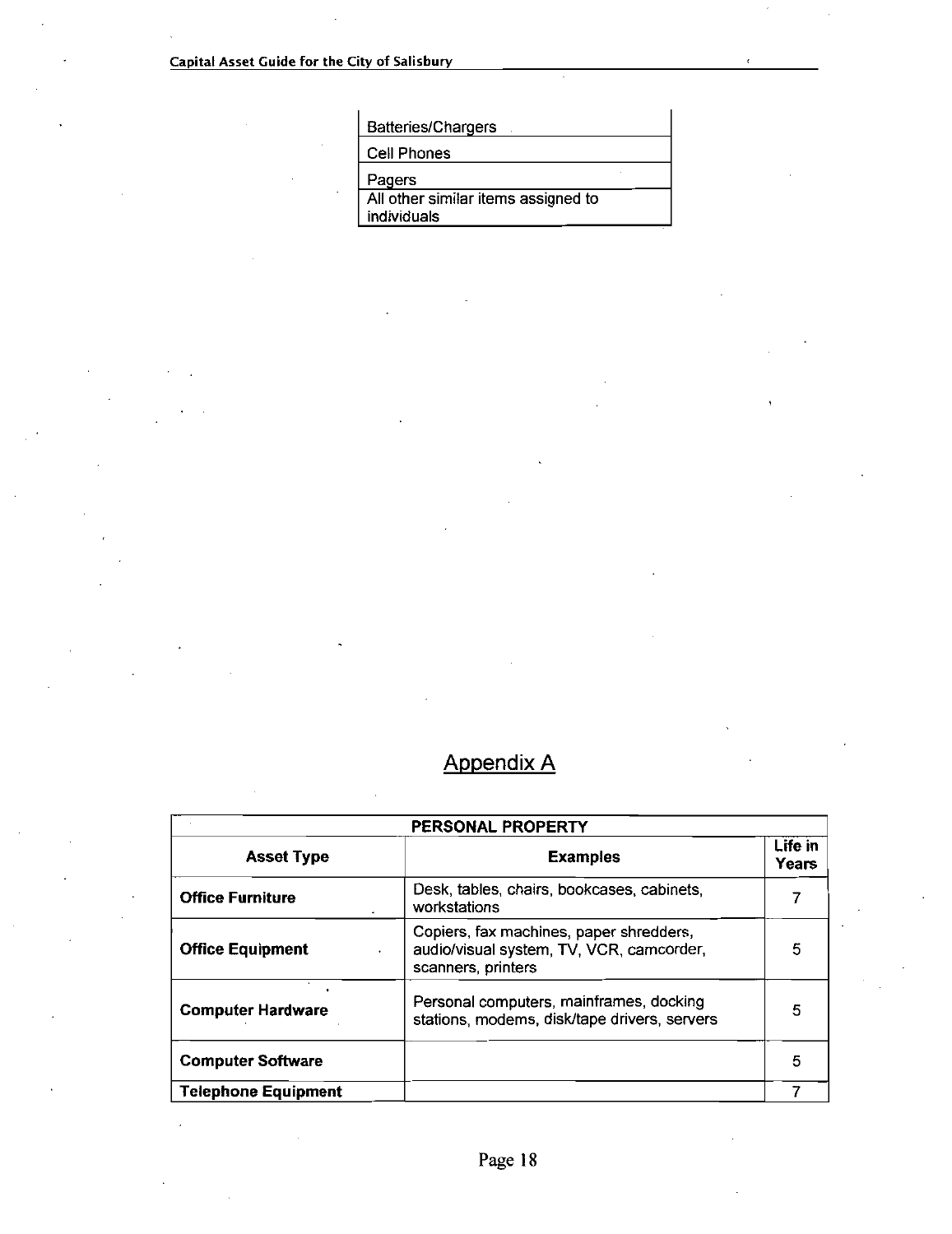| Batteries/Chargers |
|---|
| Cell Phones |
| Pagers |
| All other similar items assigned to individuals |

## Appendix A

| PERSONAL PROPERTY | | |
|---|---|---|
| **Asset Type** | **Examples** | **Life in Years** |
| **Office Furniture** | Desk, tables, chairs, bookcases, cabinets, workstations | 7 |
| **Office Equipment** | Copiers, fax machines, paper shredders, audio/visual system, TV, VCR, camcorder, scanners, printers | 5 |
| **Computer Hardware** | Personal computers, mainframes, docking stations, modems, disk/tape drivers, servers | 5 |
| **Computer Software** | | 5 |
| **Telephone Equipment** | | 7 |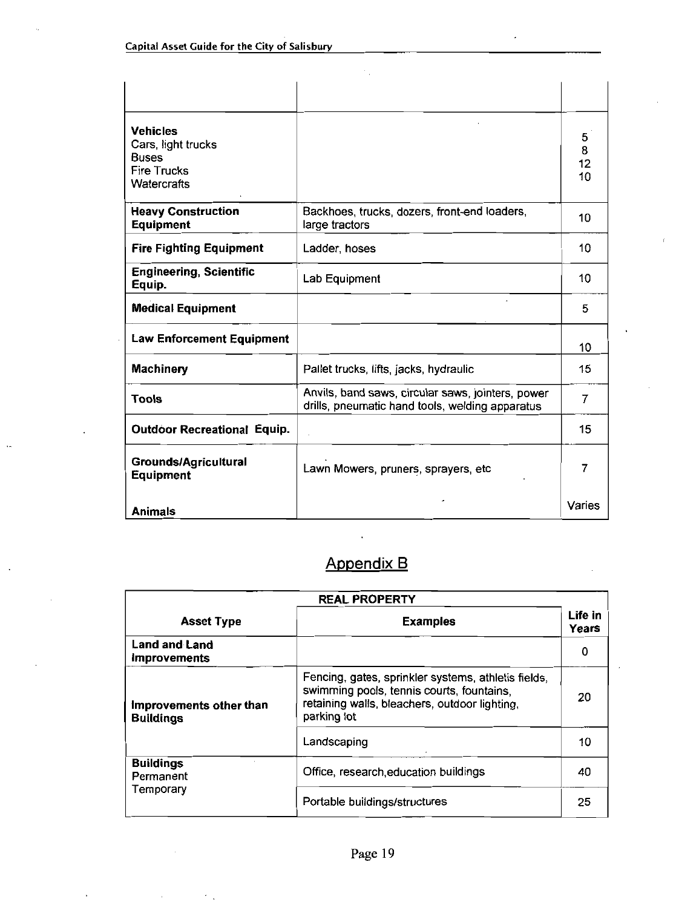| | | |
|---|---|---|
| **Vehicles**<br>Cars, light trucks<br>Buses<br>Fire Trucks<br>Watercrafts | | 5<br>8<br>12<br>10 |
| **Heavy Construction Equipment** | Backhoes, trucks, dozers, front-end loaders, large tractors | 10 |
| **Fire Fighting Equipment** | Ladder, hoses | 10 |
| **Engineering, Scientific Equip.** | Lab Equipment | 10 |
| **Medical Equipment** | | 5 |
| **Law Enforcement Equipment** | | 10 |
| **Machinery** | Pallet trucks, lifts, jacks, hydraulic | 15 |
| **Tools** | Anvils, band saws, circular saws, jointers, power drills, pneumatic hand tools, welding apparatus | 7 |
| **Outdoor Recreational Equip.** | | 15 |
| **Grounds/Agricultural Equipment** | Lawn Mowers, pruners, sprayers, etc | 7 |
| **Animals** | | Varies |

## Appendix B

| REAL PROPERTY | | |
|---|---|---|
| **Asset Type** | **Examples** | **Life in Years** |
| **Land and Land Improvements** | | 0 |
| **Improvements other than Buildings** | Fencing, gates, sprinkler systems, athletis fields, swimming pools, tennis courts, fountains, retaining walls, bleachers, outdoor lighting, parking lot | 20 |
| | Landscaping | 10 |
| **Buildings**<br>Permanent<br>Temporary | Office, research,education buildings | 40 |
| | Portable buildings/structures | 25 |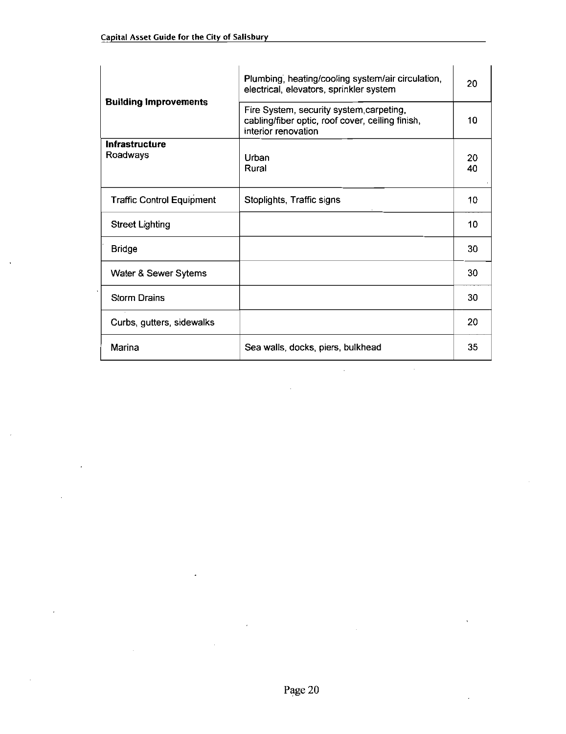| | | |
|---|---|---|
| **Building Improvements** | Plumbing, heating/cooling system/air circulation, electrical, elevators, sprinkler system | 20 |
| | Fire System, security system,carpeting, cabling/fiber optic, roof cover, ceiling finish, interior renovation | 10 |
| **Infrastructure**<br>Roadways | Urban<br>Rural | 20<br>40 |
| Traffic Control Equipment | Stoplights, Traffic signs | 10 |
| Street Lighting | | 10 |
| Bridge | | 30 |
| Water & Sewer Sytems | | 30 |
| Storm Drains | | 30 |
| Curbs, gutters, sidewalks | | 20 |
| Marina | Sea walls, docks, piers, bulkhead | 35 |